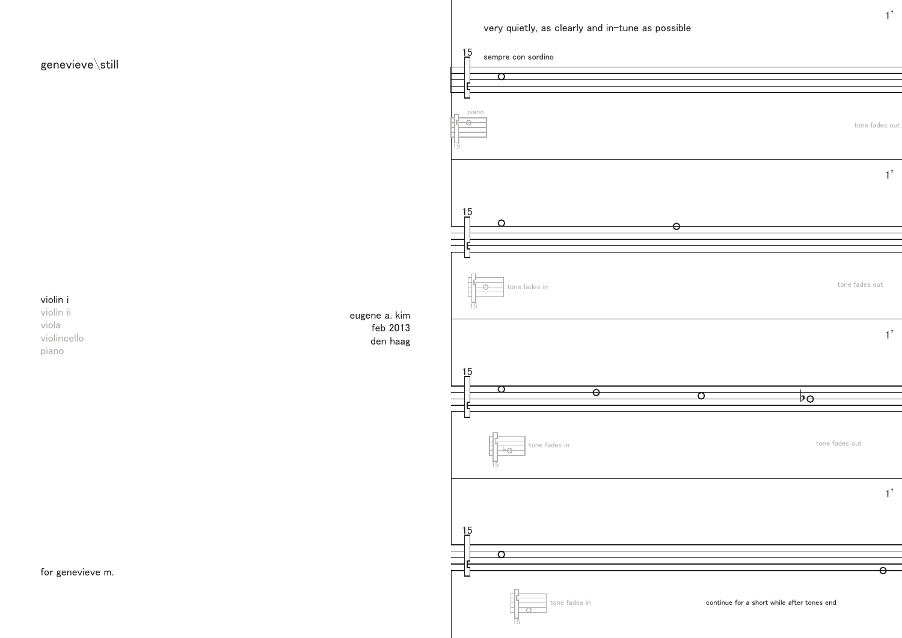# genevieve\still

violin i
violin ii
viola
violincello
piano

eugene a. kim
feb 2013
den haag

for genevieve m.

1'

very quietly, as clearly and in-tune as possible

sempre con sordino

piano

tone fades out

1'

tone fades in

tone fades out

1'

tone fades in

tone fades out

1'

tone fades in

continue for a short while after tones end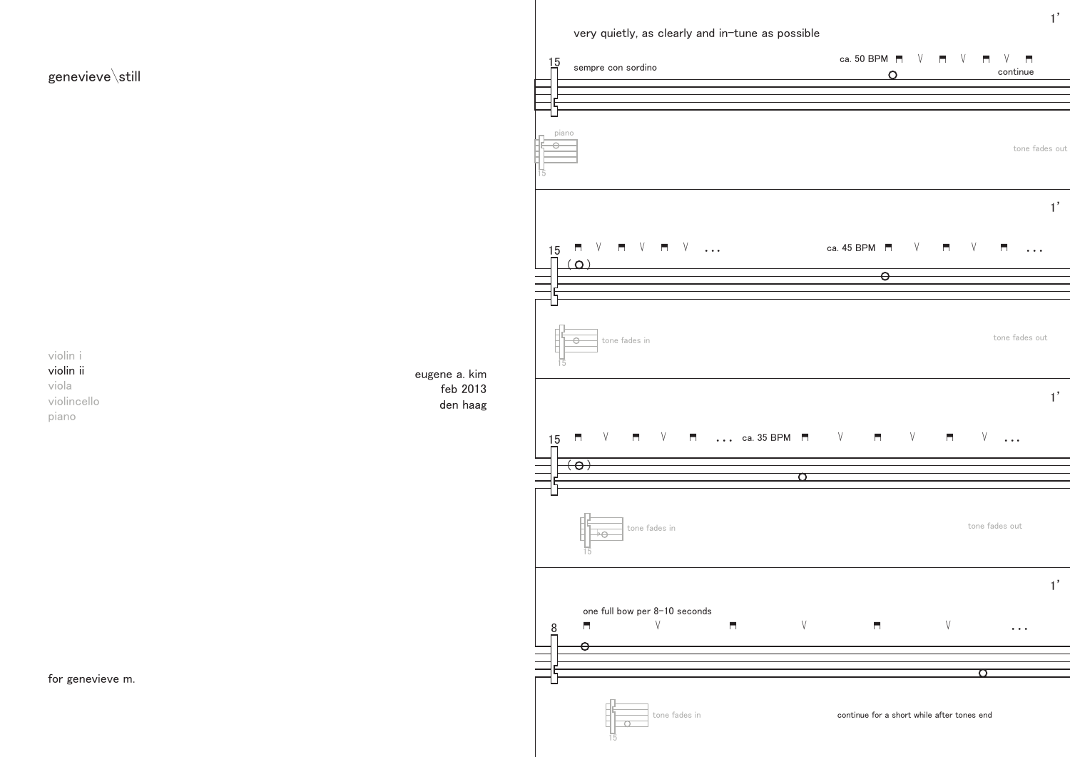genevieve\still

violin i
violin ii
viola
violincello
piano

eugene a. kim
feb 2013
den haag

for genevieve m.

1'

very quietly, as clearly and in-tune as possible

15

sempre con sordino

ca. 50 BPM

continue

piano

15

tone fades out

1'

15

ca. 45 BPM

15

tone fades in

tone fades out

1'

15

ca. 35 BPM

15

tone fades in

tone fades out

1'

one full bow per 8–10 seconds

8

15

tone fades in

continue for a short while after tones end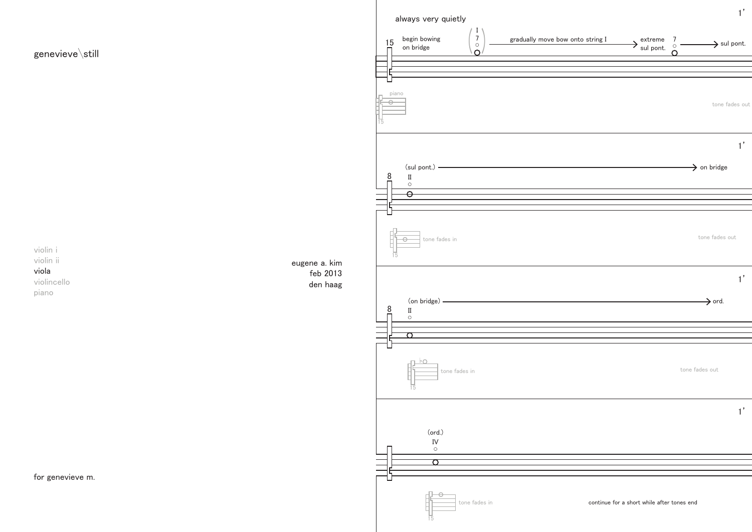genevieve\still

violin i
violin ii
viola
violincello
piano

eugene a. kim
feb 2013
den haag

for genevieve m.

always very quietly

1'

15 — begin bowing on bridge — (I, 7) — gradually move bow onto string I → extreme sul pont. — 7 → sul pont.

piano — 15 — tone fades out

1'

8 — (sul pont.) → on bridge — II

15 — tone fades in — tone fades out

1'

8 — (on bridge) → ord. — II

15 — tone fades in — tone fades out

1'

(ord.) — IV

15 — tone fades in — continue for a short while after tones end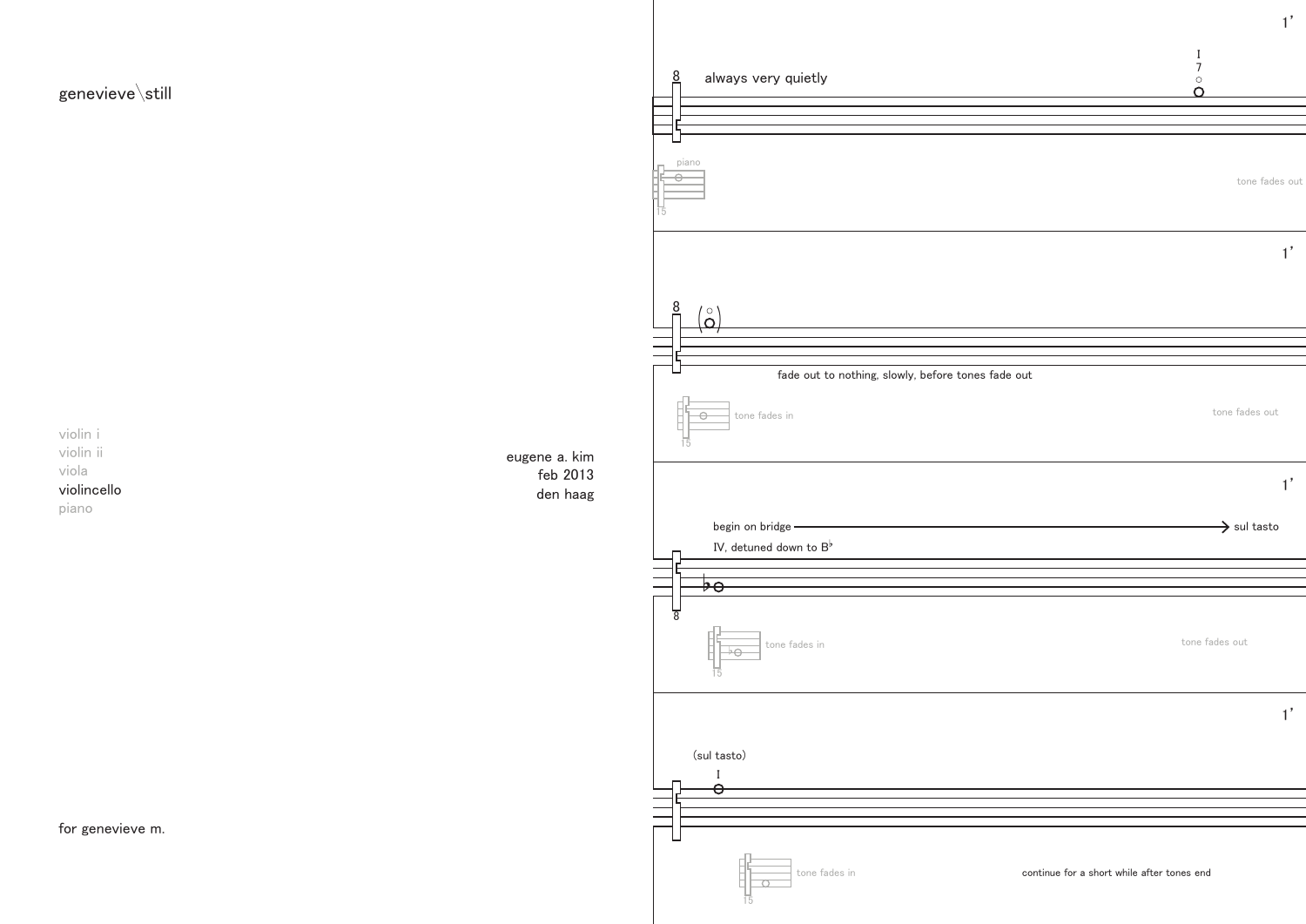genevieve\still

violin i
violin ii
viola
violincello
piano

eugene a. kim
feb 2013
den haag

for genevieve m.

1’

always very quietly

piano

tone fades out

1’

fade out to nothing, slowly, before tones fade out

tone fades in

tone fades out

1’

begin on bridge → sul tasto

IV, detuned down to B♭

tone fades in

tone fades out

1’

(sul tasto)

tone fades in

continue for a short while after tones end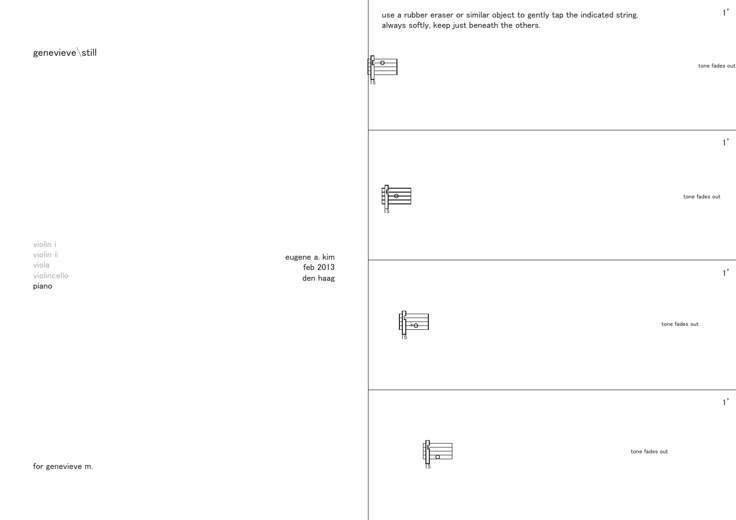genevieve\still

violin i
violin ii
viola
violincello
piano

eugene a. kim
feb 2013
den haag

for genevieve m.

use a rubber eraser or similar object to gently tap the indicated string.
always softly, keep just beneath the others.

1'

15

tone fades out

1'

15

tone fades out

1'

15

tone fades out

1'

15

tone fades out